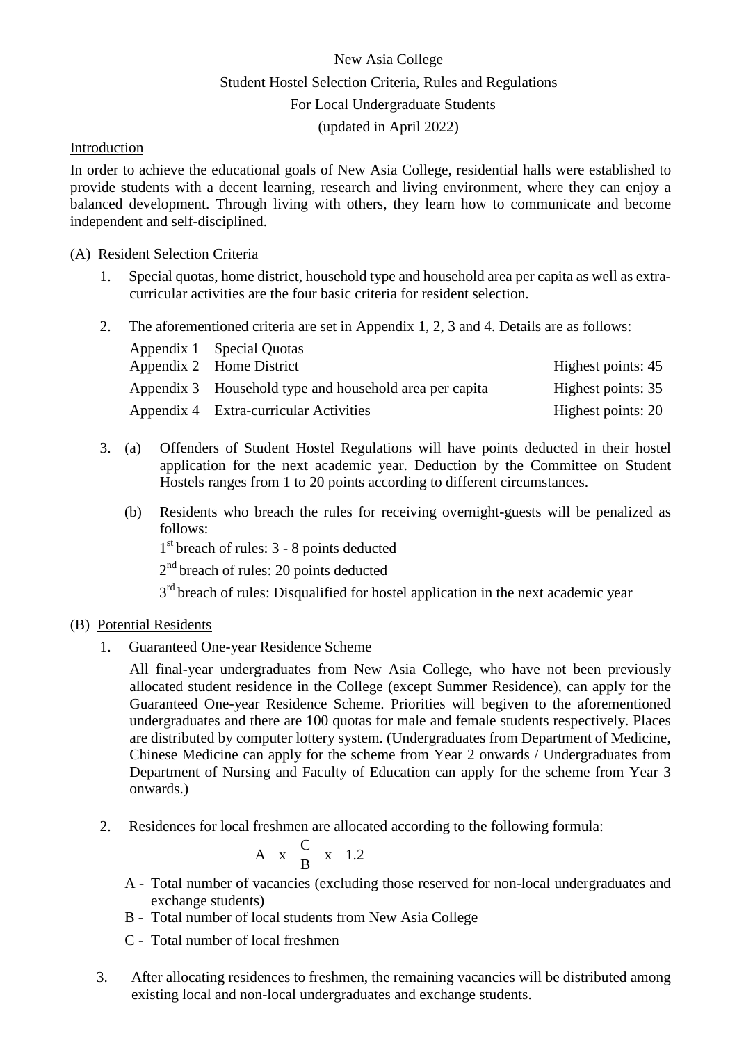# New Asia College

## Student Hostel Selection Criteria, Rules and Regulations

## For Local Undergraduate Students

(updated in April 2022)

### Introduction

In order to achieve the educational goals of New Asia College, residential halls were established to provide students with a decent learning, research and living environment, where they can enjoy a balanced development. Through living with others, they learn how to communicate and become independent and self-disciplined.

### (A) Resident Selection Criteria

1. Special quotas, home district, household type and household area per capita as well as extra-curricular activities are the four basic criteria for resident selection.

2. The aforementioned criteria are set in Appendix 1, 2, 3 and 4. Details are as follows:

| | | |
|---|---|---|
| Appendix 1 | Special Quotas | |
| Appendix 2 | Home District | Highest points: 45 |
| Appendix 3 | Household type and household area per capita | Highest points: 35 |
| Appendix 4 | Extra-curricular Activities | Highest points: 20 |

3. (a) Offenders of Student Hostel Regulations will have points deducted in their hostel application for the next academic year. Deduction by the Committee on Student Hostels ranges from 1 to 20 points according to different circumstances.

   (b) Residents who breach the rules for receiving overnight-guests will be penalized as follows:

   1st breach of rules: 3 - 8 points deducted

   2nd breach of rules: 20 points deducted

   3rd breach of rules: Disqualified for hostel application in the next academic year

### (B) Potential Residents

1. Guaranteed One-year Residence Scheme

   All final-year undergraduates from New Asia College, who have not been previously allocated student residence in the College (except Summer Residence), can apply for the Guaranteed One-year Residence Scheme. Priorities will begiven to the aforementioned undergraduates and there are 100 quotas for male and female students respectively. Places are distributed by computer lottery system. (Undergraduates from Department of Medicine, Chinese Medicine can apply for the scheme from Year 2 onwards / Undergraduates from Department of Nursing and Faculty of Education can apply for the scheme from Year 3 onwards.)

2. Residences for local freshmen are allocated according to the following formula:

$$A \times \frac{C}{B} \times 1.2$$

   A - Total number of vacancies (excluding those reserved for non-local undergraduates and exchange students)

   B - Total number of local students from New Asia College

   C - Total number of local freshmen

3. After allocating residences to freshmen, the remaining vacancies will be distributed among existing local and non-local undergraduates and exchange students.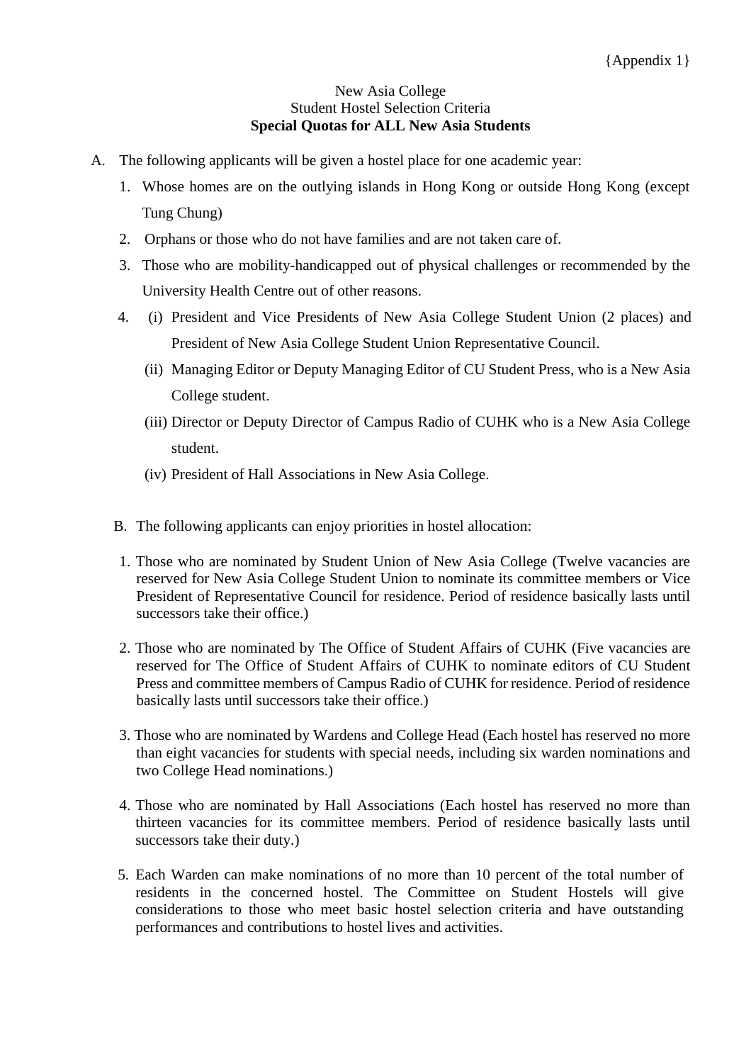{Appendix 1}

New Asia College
Student Hostel Selection Criteria
**Special Quotas for ALL New Asia Students**

A. The following applicants will be given a hostel place for one academic year:

1. Whose homes are on the outlying islands in Hong Kong or outside Hong Kong (except Tung Chung)
2. Orphans or those who do not have families and are not taken care of.
3. Those who are mobility-handicapped out of physical challenges or recommended by the University Health Centre out of other reasons.
4. (i) President and Vice Presidents of New Asia College Student Union (2 places) and President of New Asia College Student Union Representative Council.
   (ii) Managing Editor or Deputy Managing Editor of CU Student Press, who is a New Asia College student.
   (iii) Director or Deputy Director of Campus Radio of CUHK who is a New Asia College student.
   (iv) President of Hall Associations in New Asia College.

B. The following applicants can enjoy priorities in hostel allocation:

1. Those who are nominated by Student Union of New Asia College (Twelve vacancies are reserved for New Asia College Student Union to nominate its committee members or Vice President of Representative Council for residence. Period of residence basically lasts until successors take their office.)
2. Those who are nominated by The Office of Student Affairs of CUHK (Five vacancies are reserved for The Office of Student Affairs of CUHK to nominate editors of CU Student Press and committee members of Campus Radio of CUHK for residence. Period of residence basically lasts until successors take their office.)
3. Those who are nominated by Wardens and College Head (Each hostel has reserved no more than eight vacancies for students with special needs, including six warden nominations and two College Head nominations.)
4. Those who are nominated by Hall Associations (Each hostel has reserved no more than thirteen vacancies for its committee members. Period of residence basically lasts until successors take their duty.)
5. Each Warden can make nominations of no more than 10 percent of the total number of residents in the concerned hostel. The Committee on Student Hostels will give considerations to those who meet basic hostel selection criteria and have outstanding performances and contributions to hostel lives and activities.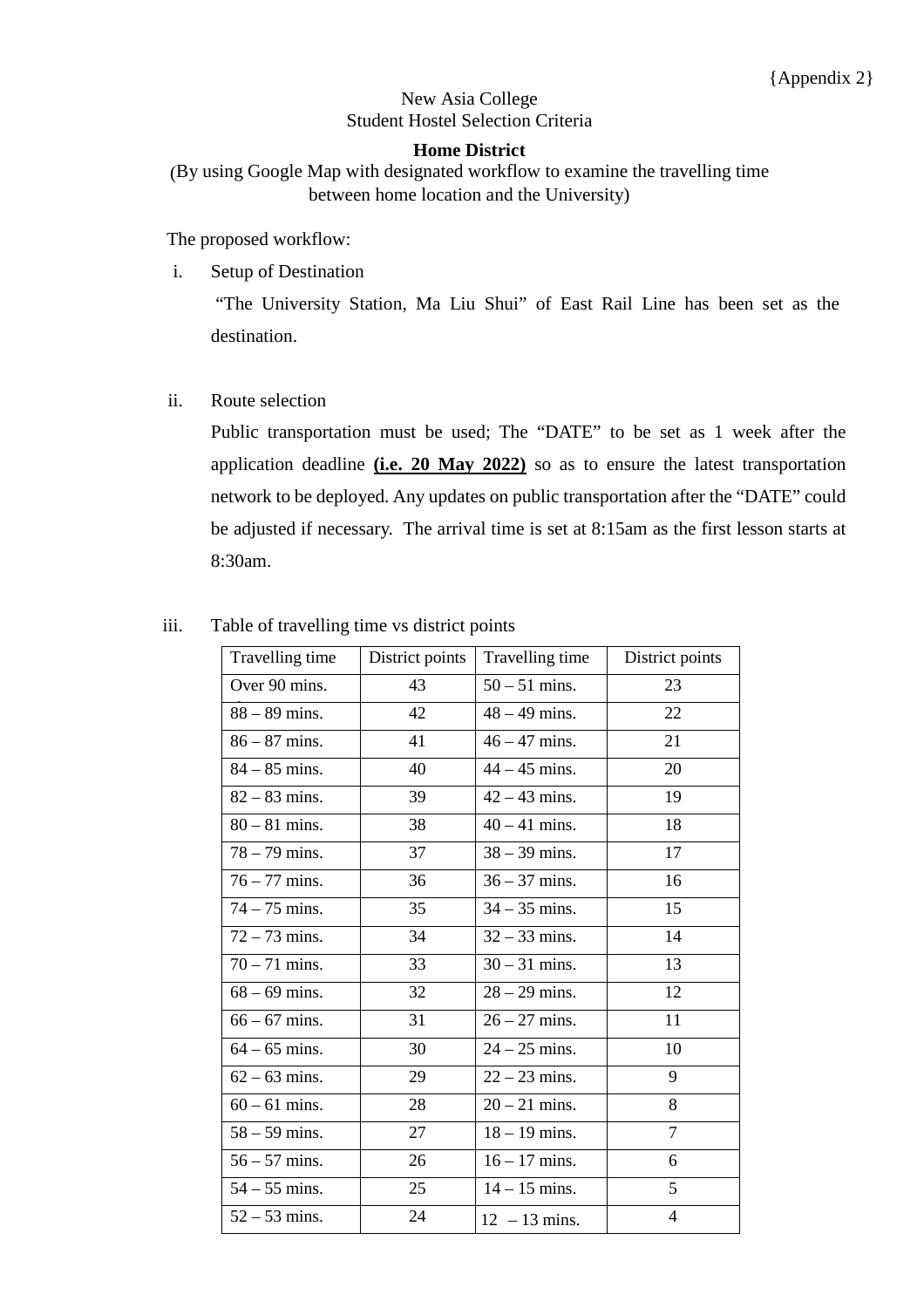{Appendix 2}

New Asia College
Student Hostel Selection Criteria

**Home District**

(By using Google Map with designated workflow to examine the travelling time between home location and the University)

The proposed workflow:

i. Setup of Destination

"The University Station, Ma Liu Shui" of East Rail Line has been set as the destination.

ii. Route selection

Public transportation must be used; The "DATE" to be set as 1 week after the application deadline **(i.e. 20 May 2022)** so as to ensure the latest transportation network to be deployed. Any updates on public transportation after the "DATE" could be adjusted if necessary. The arrival time is set at 8:15am as the first lesson starts at 8:30am.

iii. Table of travelling time vs district points

| Travelling time | District points | Travelling time | District points |
|---|---|---|---|
| Over 90 mins. | 43 | 50 – 51 mins. | 23 |
| 88 – 89 mins. | 42 | 48 – 49 mins. | 22 |
| 86 – 87 mins. | 41 | 46 – 47 mins. | 21 |
| 84 – 85 mins. | 40 | 44 – 45 mins. | 20 |
| 82 – 83 mins. | 39 | 42 – 43 mins. | 19 |
| 80 – 81 mins. | 38 | 40 – 41 mins. | 18 |
| 78 – 79 mins. | 37 | 38 – 39 mins. | 17 |
| 76 – 77 mins. | 36 | 36 – 37 mins. | 16 |
| 74 – 75 mins. | 35 | 34 – 35 mins. | 15 |
| 72 – 73 mins. | 34 | 32 – 33 mins. | 14 |
| 70 – 71 mins. | 33 | 30 – 31 mins. | 13 |
| 68 – 69 mins. | 32 | 28 – 29 mins. | 12 |
| 66 – 67 mins. | 31 | 26 – 27 mins. | 11 |
| 64 – 65 mins. | 30 | 24 – 25 mins. | 10 |
| 62 – 63 mins. | 29 | 22 – 23 mins. | 9 |
| 60 – 61 mins. | 28 | 20 – 21 mins. | 8 |
| 58 – 59 mins. | 27 | 18 – 19 mins. | 7 |
| 56 – 57 mins. | 26 | 16 – 17 mins. | 6 |
| 54 – 55 mins. | 25 | 14 – 15 mins. | 5 |
| 52 – 53 mins. | 24 | 12 – 13 mins. | 4 |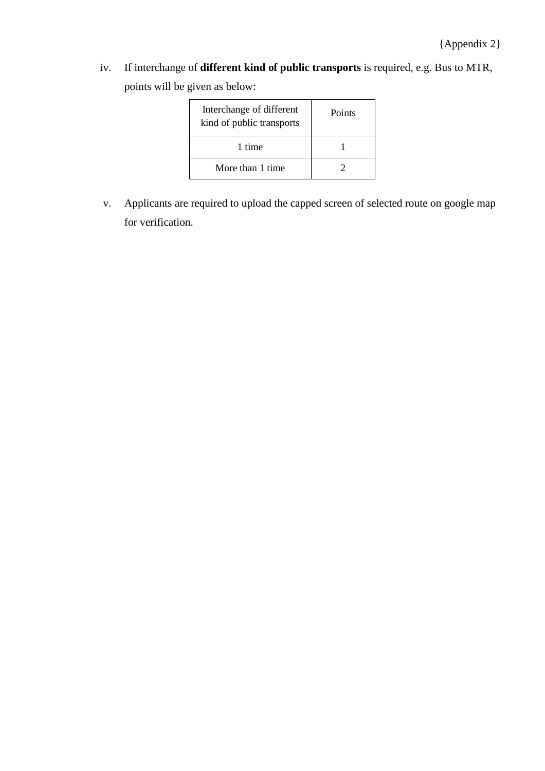{Appendix 2}

iv. If interchange of **different kind of public transports** is required, e.g. Bus to MTR, points will be given as below:

| Interchange of different kind of public transports | Points |
| --- | --- |
| 1 time | 1 |
| More than 1 time | 2 |

v. Applicants are required to upload the capped screen of selected route on google map for verification.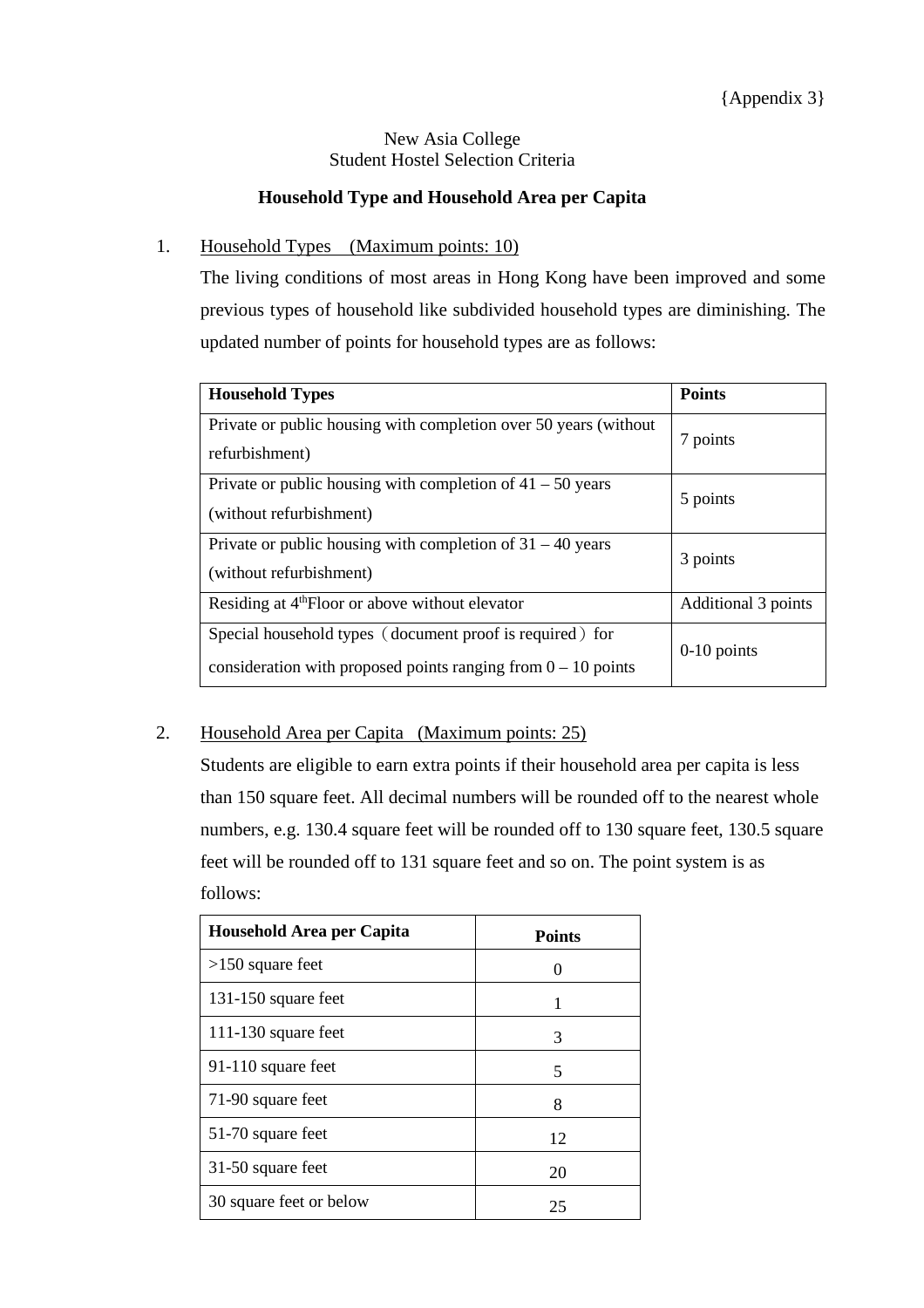{Appendix 3}

New Asia College
Student Hostel Selection Criteria

**Household Type and Household Area per Capita**

1. Household Types (Maximum points: 10)

   The living conditions of most areas in Hong Kong have been improved and some previous types of household like subdivided household types are diminishing. The updated number of points for household types are as follows:

| Household Types | Points |
| --- | --- |
| Private or public housing with completion over 50 years (without refurbishment) | 7 points |
| Private or public housing with completion of 41 – 50 years (without refurbishment) | 5 points |
| Private or public housing with completion of 31 – 40 years (without refurbishment) | 3 points |
| Residing at 4th Floor or above without elevator | Additional 3 points |
| Special household types（document proof is required）for consideration with proposed points ranging from 0 – 10 points | 0-10 points |

2. Household Area per Capita (Maximum points: 25)

   Students are eligible to earn extra points if their household area per capita is less than 150 square feet. All decimal numbers will be rounded off to the nearest whole numbers, e.g. 130.4 square feet will be rounded off to 130 square feet, 130.5 square feet will be rounded off to 131 square feet and so on. The point system is as follows:

| Household Area per Capita | Points |
| --- | --- |
| >150 square feet | 0 |
| 131-150 square feet | 1 |
| 111-130 square feet | 3 |
| 91-110 square feet | 5 |
| 71-90 square feet | 8 |
| 51-70 square feet | 12 |
| 31-50 square feet | 20 |
| 30 square feet or below | 25 |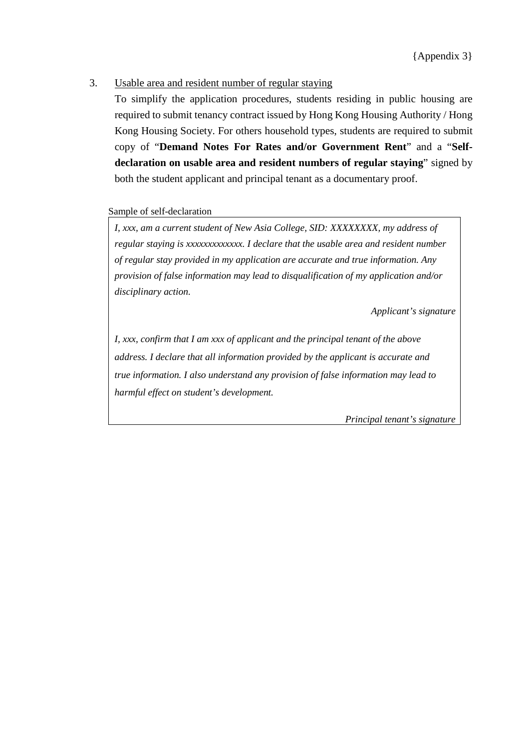{Appendix 3}

3. Usable area and resident number of regular staying

   To simplify the application procedures, students residing in public housing are required to submit tenancy contract issued by Hong Kong Housing Authority / Hong Kong Housing Society. For others household types, students are required to submit copy of "**Demand Notes For Rates and/or Government Rent**" and a "**Self-declaration on usable area and resident numbers of regular staying**" signed by both the student applicant and principal tenant as a documentary proof.

Sample of self-declaration

> *I, xxx, am a current student of New Asia College, SID: XXXXXXXX, my address of regular staying is xxxxxxxxxxxxx. I declare that the usable area and resident number of regular stay provided in my application are accurate and true information. Any provision of false information may lead to disqualification of my application and/or disciplinary action.*
>
> *Applicant's signature*
>
> *I, xxx, confirm that I am xxx of applicant and the principal tenant of the above address. I declare that all information provided by the applicant is accurate and true information. I also understand any provision of false information may lead to harmful effect on student's development.*
>
> *Principal tenant's signature*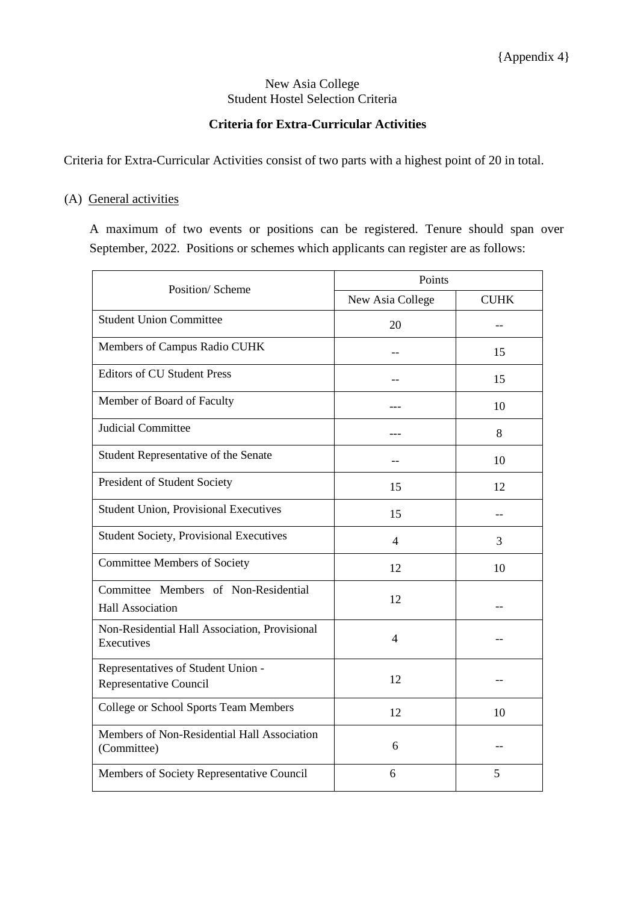{Appendix 4}

New Asia College
Student Hostel Selection Criteria

**Criteria for Extra-Curricular Activities**

Criteria for Extra-Curricular Activities consist of two parts with a highest point of 20 in total.

(A) General activities

A maximum of two events or positions can be registered. Tenure should span over September, 2022. Positions or schemes which applicants can register are as follows:

| Position/ Scheme | Points | |
|---|---|---|
| | New Asia College | CUHK |
| Student Union Committee | 20 | -- |
| Members of Campus Radio CUHK | -- | 15 |
| Editors of CU Student Press | -- | 15 |
| Member of Board of Faculty | --- | 10 |
| Judicial Committee | --- | 8 |
| Student Representative of the Senate | -- | 10 |
| President of Student Society | 15 | 12 |
| Student Union, Provisional Executives | 15 | -- |
| Student Society, Provisional Executives | 4 | 3 |
| Committee Members of Society | 12 | 10 |
| Committee Members of Non-Residential Hall Association | 12 | -- |
| Non-Residential Hall Association, Provisional Executives | 4 | -- |
| Representatives of Student Union - Representative Council | 12 | -- |
| College or School Sports Team Members | 12 | 10 |
| Members of Non-Residential Hall Association (Committee) | 6 | -- |
| Members of Society Representative Council | 6 | 5 |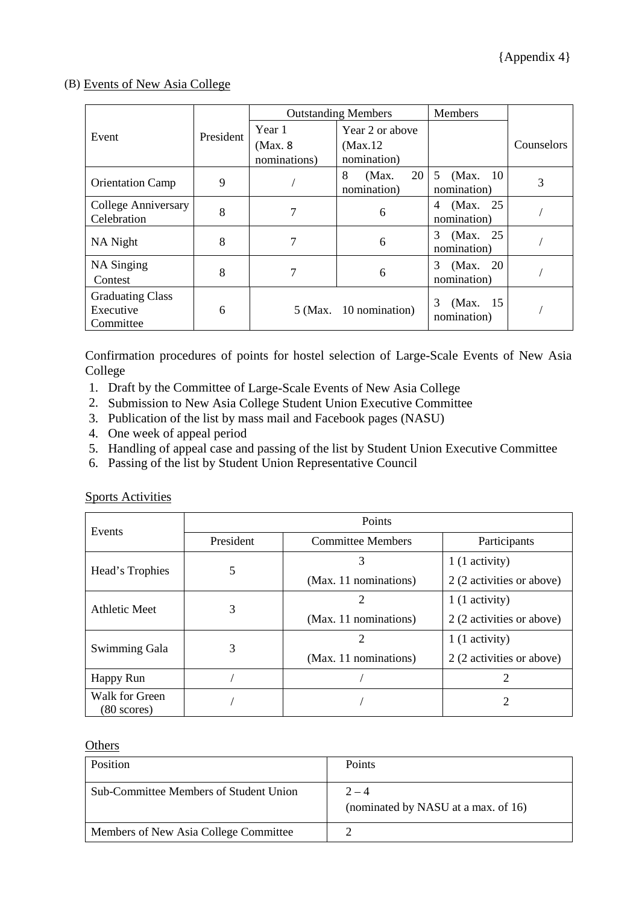{Appendix 4}

(B) Events of New Asia College

| Event | President | Outstanding Members | | Members | Counselors |
|---|---|---|---|---|---|
| | | Year 1 (Max. 8 nominations) | Year 2 or above (Max.12 nomination) | | |
| Orientation Camp | 9 | / | 8 (Max. 20 nomination) | 5 (Max. 10 nomination) | 3 |
| College Anniversary Celebration | 8 | 7 | 6 | 4 (Max. 25 nomination) | / |
| NA Night | 8 | 7 | 6 | 3 (Max. 25 nomination) | / |
| NA Singing Contest | 8 | 7 | 6 | 3 (Max. 20 nomination) | / |
| Graduating Class Executive Committee | 6 | 5 (Max. 10 nomination) | | 3 (Max. 15 nomination) | / |

Confirmation procedures of points for hostel selection of Large-Scale Events of New Asia College

1. Draft by the Committee of Large-Scale Events of New Asia College
2. Submission to New Asia College Student Union Executive Committee
3. Publication of the list by mass mail and Facebook pages (NASU)
4. One week of appeal period
5. Handling of appeal case and passing of the list by Student Union Executive Committee
6. Passing of the list by Student Union Representative Council

Sports Activities

| Events | Points | | |
|---|---|---|---|
| | President | Committee Members | Participants |
| Head's Trophies | 5 | 3 (Max. 11 nominations) | 1 (1 activity)<br>2 (2 activities or above) |
| Athletic Meet | 3 | 2 (Max. 11 nominations) | 1 (1 activity)<br>2 (2 activities or above) |
| Swimming Gala | 3 | 2 (Max. 11 nominations) | 1 (1 activity)<br>2 (2 activities or above) |
| Happy Run | / | / | 2 |
| Walk for Green (80 scores) | / | / | 2 |

Others

| Position | Points |
|---|---|
| Sub-Committee Members of Student Union | 2 – 4 (nominated by NASU at a max. of 16) |
| Members of New Asia College Committee | 2 |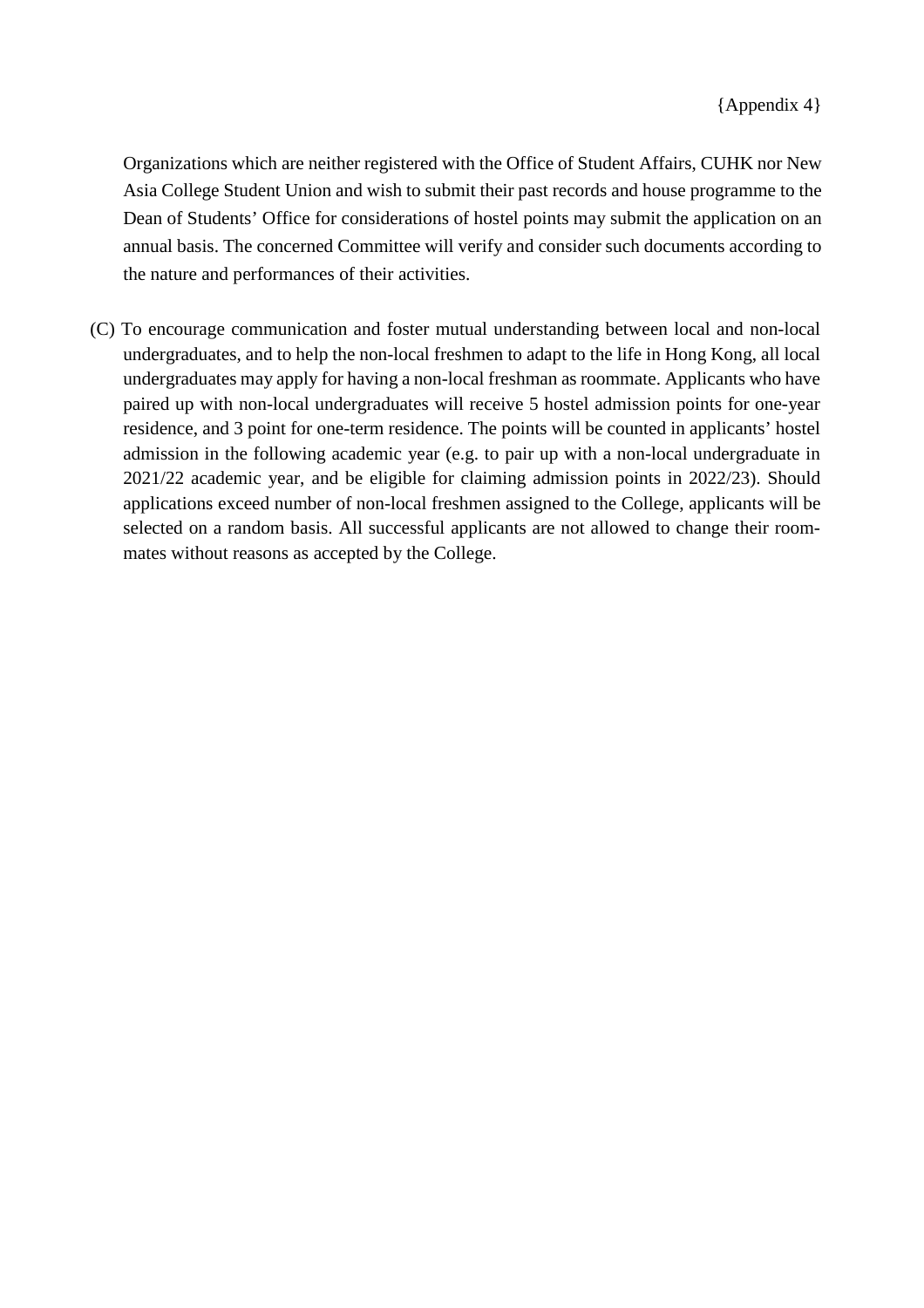{Appendix 4}

Organizations which are neither registered with the Office of Student Affairs, CUHK nor New Asia College Student Union and wish to submit their past records and house programme to the Dean of Students' Office for considerations of hostel points may submit the application on an annual basis. The concerned Committee will verify and consider such documents according to the nature and performances of their activities.

(C) To encourage communication and foster mutual understanding between local and non-local undergraduates, and to help the non-local freshmen to adapt to the life in Hong Kong, all local undergraduates may apply for having a non-local freshman as roommate. Applicants who have paired up with non-local undergraduates will receive 5 hostel admission points for one-year residence, and 3 point for one-term residence. The points will be counted in applicants' hostel admission in the following academic year (e.g. to pair up with a non-local undergraduate in 2021/22 academic year, and be eligible for claiming admission points in 2022/23). Should applications exceed number of non-local freshmen assigned to the College, applicants will be selected on a random basis. All successful applicants are not allowed to change their room-mates without reasons as accepted by the College.